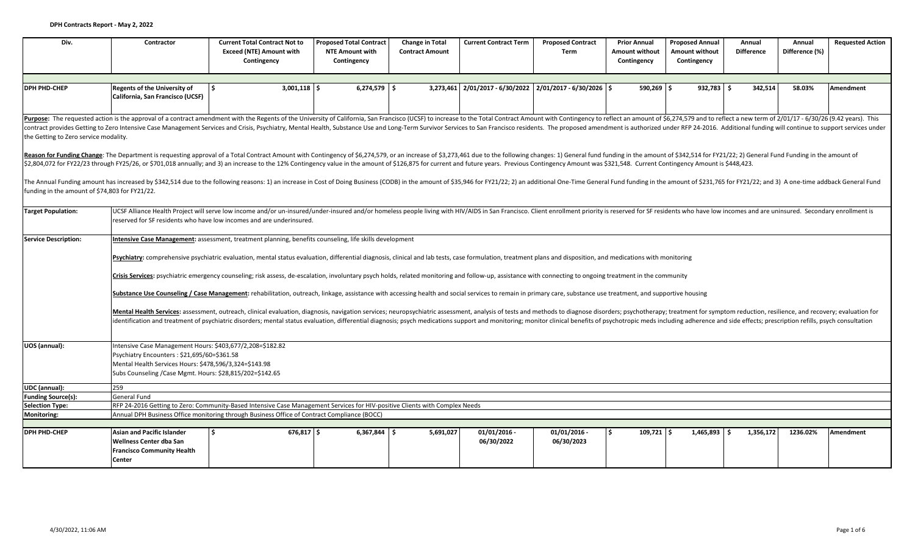## DPH Contracts Report - May 2, 2022

| Div. | Contractor | Current Total Contract Not to Exceed (NTE) Amount with Contingency | Proposed Total Contract NTE Amount with Contingency | Change in Total Contract Amount | Current Contract Term | Proposed Contract Term | Prior Annual Amount without Contingency | Proposed Annual Amount without Contingency | Annual Difference | Annual Difference (%) | Requested Action |
|---|---|---|---|---|---|---|---|---|---|---|---|
| **DPH PHD-CHEP** | **Regents of the University of California, San Francisco (UCSF)** | $ 3,001,118 | $ 6,274,579 | $ 3,273,461 | 2/01/2017 - 6/30/2022 | 2/01/2017 - 6/30/2026 | $ 590,269 | $ 932,783 | $ 342,514 | 58.03% | Amendment |

**Purpose:** The requested action is the approval of a contract amendment with the Regents of the University of California, San Francisco (UCSF) to increase to the Total Contract Amount with Contingency to reflect an amount of $6,274,579 and to reflect a new term of 2/01/17 - 6/30/26 (9.42 years). This contract provides Getting to Zero Intensive Case Management Services and Crisis, Psychiatry, Mental Health, Substance Use and Long-Term Survivor Services to San Francisco residents. The proposed amendment is authorized under RFP 24-2016. Additional funding will continue to support services under the Getting to Zero service modality.

**Reason for Funding Change**: The Department is requesting approval of a Total Contract Amount with Contingency of $6,274,579, or an increase of $3,273,461 due to the following changes: 1) General fund funding in the amount of $342,514 for FY21/22; 2) General Fund Funding in the amount of $2,804,072 for FY22/23 through FY25/26, or $701,018 annually; and 3) an increase to the 12% Contingency value in the amount of $126,875 for current and future years. Previous Contingency Amount was $321,548. Current Contingency Amount is $448,423.

The Annual Funding amount has increased by $342,514 due to the following reasons: 1) an increase in Cost of Doing Business (CODB) in the amount of $35,946 for FY21/22; 2) an additional One-Time General Fund funding in the amount of $231,765 for FY21/22; and 3) A one-time addback General Fund funding in the amount of $74,803 for FY21/22.

| | |
|---|---|
| **Target Population:** | UCSF Alliance Health Project will serve low income and/or un-insured/under-insured and/or homeless people living with HIV/AIDS in San Francisco. Client enrollment priority is reserved for SF residents who have low incomes and are uninsured. Secondary enrollment is reserved for SF residents who have low incomes and are underinsured. |
| **Service Description:** | **Intensive Case Management:** assessment, treatment planning, benefits counseling, life skills development<br><br>**Psychiatry:** comprehensive psychiatric evaluation, mental status evaluation, differential diagnosis, clinical and lab tests, case formulation, treatment plans and disposition, and medications with monitoring<br><br>**Crisis Services:** psychiatric emergency counseling; risk assess, de-escalation, involuntary psych holds, related monitoring and follow-up, assistance with connecting to ongoing treatment in the community<br><br>**Substance Use Counseling / Case Management:** rehabilitation, outreach, linkage, assistance with accessing health and social services to remain in primary care, substance use treatment, and supportive housing<br><br>**Mental Health Services:** assessment, outreach, clinical evaluation, diagnosis, navigation services; neuropsychiatric assessment, analysis of tests and methods to diagnose disorders; psychotherapy; treatment for symptom reduction, resilience, and recovery; evaluation for identification and treatment of psychiatric disorders; mental status evaluation, differential diagnosis; psych medications support and monitoring; monitor clinical benefits of psychotropic meds including adherence and side effects; prescription refills, psych consultation |
| **UOS (annual):** | Intensive Case Management Hours: $403,677/2,208=$182.82<br>Psychiatry Encounters : $21,695/60=$361.58<br>Mental Health Services Hours: $478,596/3,324=$143.98<br>Subs Counseling /Case Mgmt. Hours: $28,815/202=$142.65 |
| **UDC (annual):** | 259 |
| **Funding Source(s):** | General Fund |
| **Selection Type:** | RFP 24-2016 Getting to Zero: Community-Based Intensive Case Management Services for HIV-positive Clients with Complex Needs |
| **Monitoring:** | Annual DPH Business Office monitoring through Business Office of Contract Compliance (BOCC) |

| Div. | Contractor | Current Total Contract Not to Exceed (NTE) Amount with Contingency | Proposed Total Contract NTE Amount with Contingency | Change in Total Contract Amount | Current Contract Term | Proposed Contract Term | Prior Annual Amount without Contingency | Proposed Annual Amount without Contingency | Annual Difference | Annual Difference (%) | Requested Action |
|---|---|---|---|---|---|---|---|---|---|---|---|
| **DPH PHD-CHEP** | **Asian and Pacific Islander Wellness Center dba San Francisco Community Health Center** | $ 676,817 | $ 6,367,844 | $ 5,691,027 | 01/01/2016 - 06/30/2022 | 01/01/2016 - 06/30/2023 | $ 109,721 | $ 1,465,893 | $ 1,356,172 | 1236.02% | Amendment |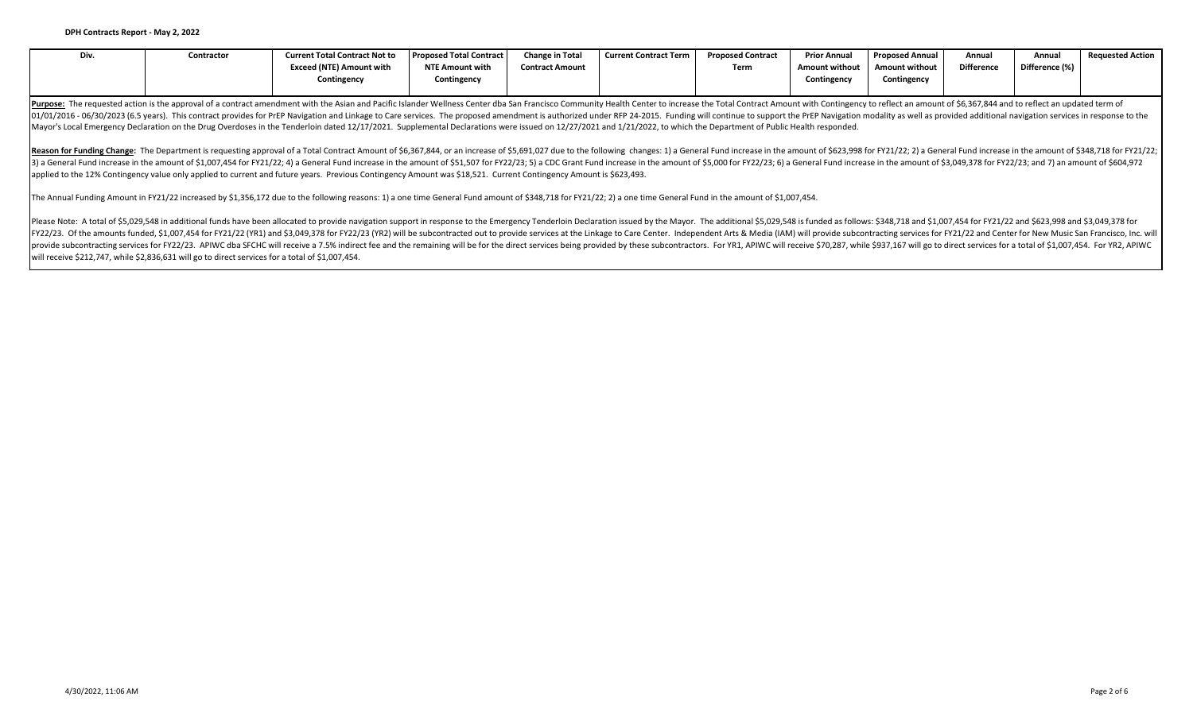**DPH Contracts Report - May 2, 2022**

| Div. | Contractor | Current Total Contract Not to Exceed (NTE) Amount with Contingency | Proposed Total Contract NTE Amount with Contingency | Change in Total Contract Amount | Current Contract Term | Proposed Contract Term | Prior Annual Amount without Contingency | Proposed Annual Amount without Contingency | Annual Difference | Annual Difference (%) | Requested Action |
|---|---|---|---|---|---|---|---|---|---|---|---|

**Purpose:** The requested action is the approval of a contract amendment with the Asian and Pacific Islander Wellness Center dba San Francisco Community Health Center to increase the Total Contract Amount with Contingency to reflect an amount of $6,367,844 and to reflect an updated term of 01/01/2016 - 06/30/2023 (6.5 years). This contract provides for PrEP Navigation and Linkage to Care services. The proposed amendment is authorized under RFP 24-2015. Funding will continue to support the PrEP Navigation modality as well as provided additional navigation services in response to the Mayor's Local Emergency Declaration on the Drug Overdoses in the Tenderloin dated 12/17/2021. Supplemental Declarations were issued on 12/27/2021 and 1/21/2022, to which the Department of Public Health responded.

**Reason for Funding Change:** The Department is requesting approval of a Total Contract Amount of $6,367,844, or an increase of $5,691,027 due to the following changes: 1) a General Fund increase in the amount of $623,998 for FY21/22; 2) a General Fund increase in the amount of $348,718 for FY21/22; 3) a General Fund increase in the amount of $1,007,454 for FY21/22; 4) a General Fund increase in the amount of $51,507 for FY22/23; 5) a CDC Grant Fund increase in the amount of $5,000 for FY22/23; 6) a General Fund increase in the amount of $3,049,378 for FY22/23; and 7) an amount of $604,972 applied to the 12% Contingency value only applied to current and future years. Previous Contingency Amount was $18,521. Current Contingency Amount is $623,493.

The Annual Funding Amount in FY21/22 increased by $1,356,172 due to the following reasons: 1) a one time General Fund amount of $348,718 for FY21/22; 2) a one time General Fund in the amount of $1,007,454.

Please Note: A total of $5,029,548 in additional funds have been allocated to provide navigation support in response to the Emergency Tenderloin Declaration issued by the Mayor. The additional $5,029,548 is funded as follows: $348,718 and $1,007,454 for FY21/22 and $623,998 and $3,049,378 for FY22/23. Of the amounts funded, $1,007,454 for FY21/22 (YR1) and $3,049,378 for FY22/23 (YR2) will be subcontracted out to provide services at the Linkage to Care Center. Independent Arts & Media (IAM) will provide subcontracting services for FY21/22 and Center for New Music San Francisco, Inc. will provide subcontracting services for FY22/23. APIWC dba SFCHC will receive a 7.5% indirect fee and the remaining will be for the direct services being provided by these subcontractors. For YR1, APIWC will receive $70,287, while $937,167 will go to direct services for a total of $1,007,454. For YR2, APIWC will receive $212,747, while $2,836,631 will go to direct services for a total of $1,007,454.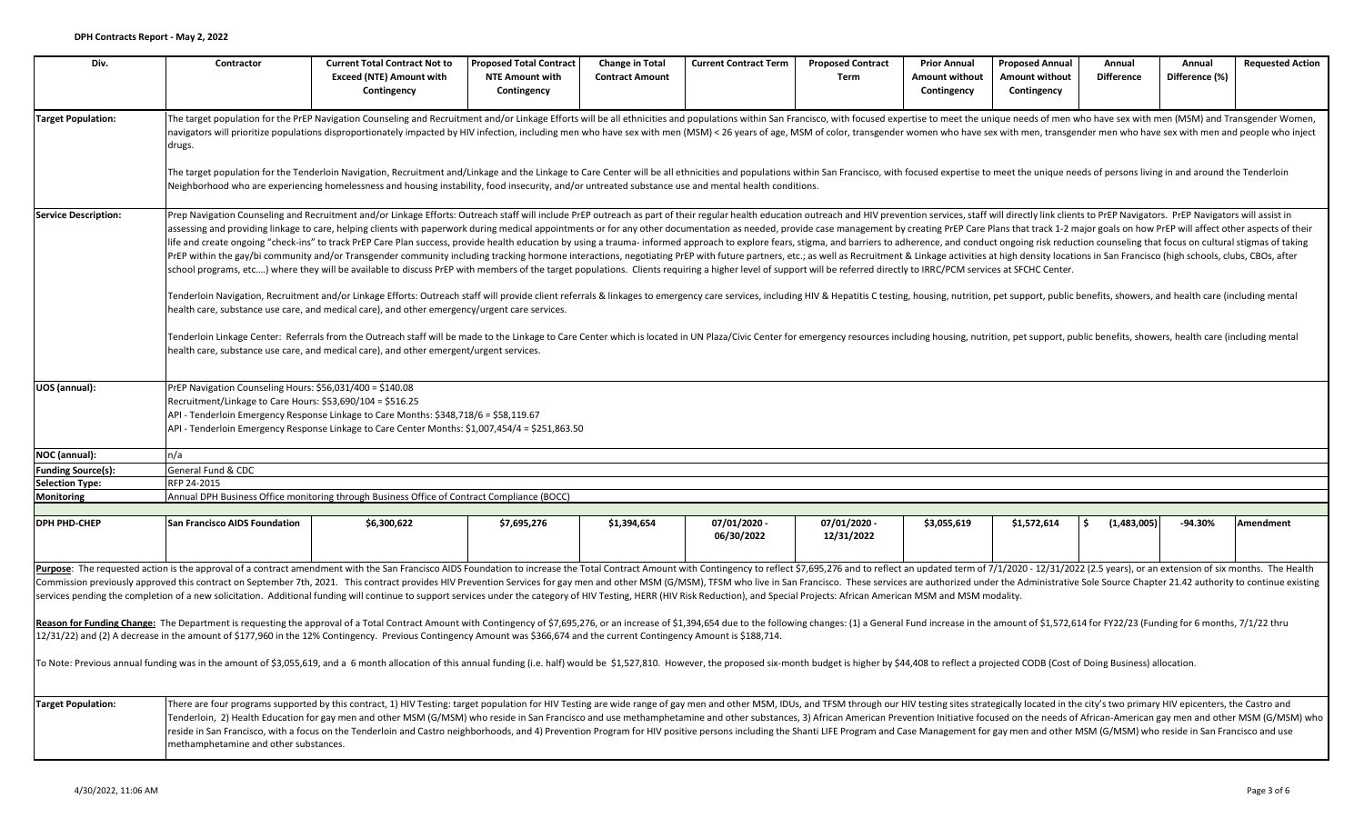**DPH Contracts Report - May 2, 2022**

| Div. | Contractor | Current Total Contract Not to Exceed (NTE) Amount with Contingency | Proposed Total Contract NTE Amount with Contingency | Change in Total Contract Amount | Current Contract Term | Proposed Contract Term | Prior Annual Amount without Contingency | Proposed Annual Amount without Contingency | Annual Difference | Annual Difference (%) | Requested Action |
|---|---|---|---|---|---|---|---|---|---|---|---|
| **Target Population:** | The target population for the PrEP Navigation Counseling and Recruitment and/or Linkage Efforts will be all ethnicities and populations within San Francisco, with focused expertise to meet the unique needs of men who have sex with men (MSM) and Transgender Women, navigators will prioritize populations disproportionately impacted by HIV infection, including men who have sex with men (MSM) < 26 years of age, MSM of color, transgender women who have sex with men, transgender men who have sex with men and people who inject drugs.<br><br>The target population for the Tenderloin Navigation, Recruitment and/Linkage and the Linkage to Care Center will be all ethnicities and populations within San Francisco, with focused expertise to meet the unique needs of persons living in and around the Tenderloin Neighborhood who are experiencing homelessness and housing instability, food insecurity, and/or untreated substance use and mental health conditions. | | | | | | | | | | |
| **Service Description:** | Prep Navigation Counseling and Recruitment and/or Linkage Efforts: Outreach staff will include PrEP outreach as part of their regular health education outreach and HIV prevention services, staff will directly link clients to PrEP Navigators. PrEP Navigators will assist in assessing and providing linkage to care, helping clients with paperwork during medical appointments or for any other documentation as needed, provide case management by creating PrEP Care Plans that track 1-2 major goals on how PrEP will affect other aspects of their life and create ongoing "check-ins" to track PrEP Care Plan success, provide health education by using a trauma- informed approach to explore fears, stigma, and barriers to adherence, and conduct ongoing risk reduction counseling that focus on cultural stigmas of taking PrEP within the gay/bi community and/or Transgender community including tracking hormone interactions, negotiating PrEP with future partners, etc.; as well as Recruitment & Linkage activities at high density locations in San Francisco (high schools, clubs, CBOs, after school programs, etc….) where they will be available to discuss PrEP with members of the target populations. Clients requiring a higher level of support will be referred directly to IRRC/PCM services at SFCHC Center.<br><br>Tenderloin Navigation, Recruitment and/or Linkage Efforts: Outreach staff will provide client referrals & linkages to emergency care services, including HIV & Hepatitis C testing, housing, nutrition, pet support, public benefits, showers, and health care (including mental health care, substance use care, and medical care), and other emergency/urgent care services.<br><br>Tenderloin Linkage Center: Referrals from the Outreach staff will be made to the Linkage to Care Center which is located in UN Plaza/Civic Center for emergency resources including housing, nutrition, pet support, public benefits, showers, health care (including mental health care, substance use care, and medical care), and other emergent/urgent services. | | | | | | | | | | |
| **UOS (annual):** | PrEP Navigation Counseling Hours: $56,031/400 = $140.08<br>Recruitment/Linkage to Care Hours: $53,690/104 = $516.25<br>API - Tenderloin Emergency Response Linkage to Care Months: $348,718/6 = $58,119.67<br>API - Tenderloin Emergency Response Linkage to Care Center Months: $1,007,454/4 = $251,863.50 | | | | | | | | | | |
| **NOC (annual):** | n/a | | | | | | | | | | |
| **Funding Source(s):** | General Fund & CDC | | | | | | | | | | |
| **Selection Type:** | RFP 24-2015 | | | | | | | | | | |
| **Monitoring** | Annual DPH Business Office monitoring through Business Office of Contract Compliance (BOCC) | | | | | | | | | | |
| **DPH PHD-CHEP** | **San Francisco AIDS Foundation** | $6,300,622 | $7,695,276 | $1,394,654 | 07/01/2020 - 06/30/2022 | 07/01/2020 - 12/31/2022 | $3,055,619 | $1,572,614 | $ (1,483,005) | -94.30% | Amendment |

**Purpose**: The requested action is the approval of a contract amendment with the San Francisco AIDS Foundation to increase the Total Contract Amount with Contingency to reflect $7,695,276 and to reflect an updated term of 7/1/2020 - 12/31/2022 (2.5 years), or an extension of six months. The Health Commission previously approved this contract on September 7th, 2021. This contract provides HIV Prevention Services for gay men and other MSM (G/MSM), TFSM who live in San Francisco. These services are authorized under the Administrative Sole Source Chapter 21.42 authority to continue existing services pending the completion of a new solicitation. Additional funding will continue to support services under the category of HIV Testing, HERR (HIV Risk Reduction), and Special Projects: African American MSM and MSM modality.

**Reason for Funding Change:** The Department is requesting the approval of a Total Contract Amount with Contingency of $7,695,276, or an increase of $1,394,654 due to the following changes: (1) a General Fund increase in the amount of $1,572,614 for FY22/23 (Funding for 6 months, 7/1/22 thru 12/31/22) and (2) A decrease in the amount of $177,960 in the 12% Contingency. Previous Contingency Amount was $366,674 and the current Contingency Amount is $188,714.

To Note: Previous annual funding was in the amount of $3,055,619, and a 6 month allocation of this annual funding (i.e. half) would be $1,527,810. However, the proposed six-month budget is higher by $44,408 to reflect a projected CODB (Cost of Doing Business) allocation.

| | |
|---|---|
| **Target Population:** | There are four programs supported by this contract, 1) HIV Testing: target population for HIV Testing are wide range of gay men and other MSM, IDUs, and TFSM through our HIV testing sites strategically located in the city's two primary HIV epicenters, the Castro and Tenderloin, 2) Health Education for gay men and other MSM (G/MSM) who reside in San Francisco and use methamphetamine and other substances, 3) African American Prevention Initiative focused on the needs of African-American gay men and other MSM (G/MSM) who reside in San Francisco, with a focus on the Tenderloin and Castro neighborhoods, and 4) Prevention Program for HIV positive persons including the Shanti LIFE Program and Case Management for gay men and other MSM (G/MSM) who reside in San Francisco and use methamphetamine and other substances. |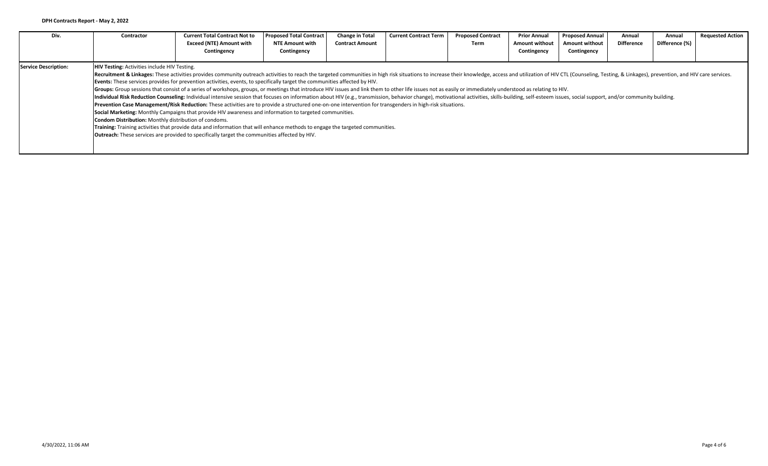**DPH Contracts Report - May 2, 2022**

| Div. | Contractor | Current Total Contract Not to Exceed (NTE) Amount with Contingency | Proposed Total Contract NTE Amount with Contingency | Change in Total Contract Amount | Current Contract Term | Proposed Contract Term | Prior Annual Amount without Contingency | Proposed Annual Amount without Contingency | Annual Difference | Annual Difference (%) | Requested Action |
|---|---|---|---|---|---|---|---|---|---|---|---|
| **Service Description:** | **HIV Testing:** Activities include HIV Testing.<br>**Recruitment & Linkages:** These activities provides community outreach activities to reach the targeted communities in high risk situations to increase their knowledge, access and utilization of HIV CTL (Counseling, Testing, & Linkages), prevention, and HIV care services.<br>**Events:** These services provides for prevention activities, events, to specifically target the communities affected by HIV.<br>**Groups:** Group sessions that consist of a series of workshops, groups, or meetings that introduce HIV issues and link them to other life issues not as easily or immediately understood as relating to HIV.<br>**Individual Risk Reduction Counseling:** Individual intensive session that focuses on information about HIV (e.g., transmission, behavior change), motivational activities, skills-building, self-esteem issues, social support, and/or community building.<br>**Prevention Case Management/Risk Reduction:** These activities are to provide a structured one-on-one intervention for transgenders in high-risk situations.<br>**Social Marketing:** Monthly Campaigns that provide HIV awareness and information to targeted communities.<br>**Condom Distribution:** Monthly distribution of condoms.<br>**Training:** Training activities that provide data and information that will enhance methods to engage the targeted communities.<br>**Outreach:** These services are provided to specifically target the communities affected by HIV. | | | | | | | | | | |

4/30/2022, 11:06 AM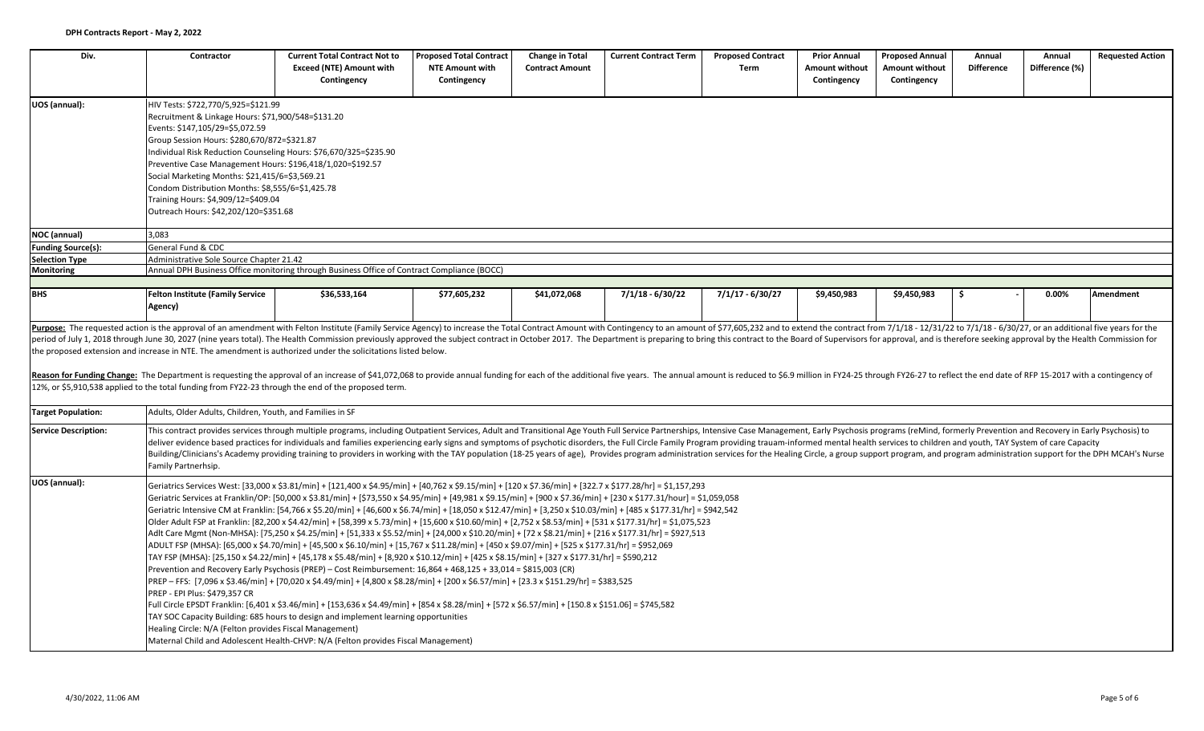**DPH Contracts Report - May 2, 2022**

| Div. | Contractor | Current Total Contract Not to Exceed (NTE) Amount with Contingency | Proposed Total Contract NTE Amount with Contingency | Change in Total Contract Amount | Current Contract Term | Proposed Contract Term | Prior Annual Amount without Contingency | Proposed Annual Amount without Contingency | Annual Difference | Annual Difference (%) | Requested Action |
|---|---|---|---|---|---|---|---|---|---|---|---|
| **UOS (annual):** | HIV Tests: $722,770/5,925=$121.99<br>Recruitment & Linkage Hours: $71,900/548=$131.20<br>Events: $147,105/29=$5,072.59<br>Group Session Hours: $280,670/872=$321.87<br>Individual Risk Reduction Counseling Hours: $76,670/325=$235.90<br>Preventive Case Management Hours: $196,418/1,020=$192.57<br>Social Marketing Months: $21,415/6=$3,569.21<br>Condom Distribution Months: $8,555/6=$1,425.78<br>Training Hours: $4,909/12=$409.04<br>Outreach Hours: $42,202/120=$351.68 | | | | | | | | | | |
| **NOC (annual)** | 3,083 | | | | | | | | | | |
| **Funding Source(s):** | General Fund & CDC | | | | | | | | | | |
| **Selection Type** | Administrative Sole Source Chapter 21.42 | | | | | | | | | | |
| **Monitoring** | Annual DPH Business Office monitoring through Business Office of Contract Compliance (BOCC) | | | | | | | | | | |
| **BHS** | **Felton Institute (Family Service Agency)** | $36,533,164 | $77,605,232 | $41,072,068 | 7/1/18 - 6/30/22 | 7/1/17 - 6/30/27 | $9,450,983 | $9,450,983 | $ - | 0.00% | **Amendment** |

**Purpose:** The requested action is the approval of an amendment with Felton Institute (Family Service Agency) to increase the Total Contract Amount with Contingency to an amount of $77,605,232 and to extend the contract from 7/1/18 - 12/31/22 to 7/1/18 - 6/30/27, or an additional five years for the period of July 1, 2018 through June 30, 2027 (nine years total). The Health Commission previously approved the subject contract in October 2017. The Department is preparing to bring this contract to the Board of Supervisors for approval, and is therefore seeking approval by the Health Commission for the proposed extension and increase in NTE. The amendment is authorized under the solicitations listed below.

**Reason for Funding Change:** The Department is requesting the approval of an increase of $41,072,068 to provide annual funding for each of the additional five years. The annual amount is reduced to $6.9 million in FY24-25 through FY26-27 to reflect the end date of RFP 15-2017 with a contingency of 12%, or $5,910,538 applied to the total funding from FY22-23 through the end of the proposed term.

| | |
|---|---|
| **Target Population:** | Adults, Older Adults, Children, Youth, and Families in SF |
| **Service Description:** | This contract provides services through multiple programs, including Outpatient Services, Adult and Transitional Age Youth Full Service Partnerships, Intensive Case Management, Early Psychosis programs (reMind, formerly Prevention and Recovery in Early Psychosis) to deliver evidence based practices for individuals and families experiencing early signs and symptoms of psychotic disorders, the Full Circle Family Program providing trauam-informed mental health services to children and youth, TAY System of care Capacity Building/Clinicians's Academy providing training to providers in working with the TAY population (18-25 years of age), Provides program administration services for the Healing Circle, a group support program, and program administration support for the DPH MCAH's Nurse Family Partnerhsip. |
| **UOS (annual):** | Geriatrics Services West: [33,000 x $3.81/min] + [121,400 x $4.95/min] + [40,762 x $9.15/min] + [120 x $7.36/min] + [322.7 x $177.28/hr] = $1,157,293<br>Geriatric Services at Franklin/OP: [50,000 x $3.81/min] + [573,550 x $4.95/min] + [49,981 x $9.15/min] + [900 x $7.36/min] + [230 x $177.31/hour] = $1,059,058<br>Geriatric Intensive CM at Franklin: [54,766 x $5.20/min] + [46,600 x $6.74/min] + [18,050 x $12.47/min] + [3,250 x $10.03/min] + [485 x $177.31/hr] = $942,542<br>Older Adult FSP at Franklin: [82,200 x $4.42/min] + [58,399 x 5.73/min] + [15,600 x $10.60/min] + [2,752 x $8.53/min] + [531 x $177.31/hr] = $1,075,523<br>Adlt Care Mgmt (Non-MHSA): [75,250 x $4.25/min] + [51,333 x $5.52/min] + [24,000 x $10.20/min] + [72 x $8.21/min] + [216 x $177.31/hr] = $927,513<br>ADULT FSP (MHSA): [65,000 x $4.70/min] + [45,500 x $6.10/min] + [15,767 x $11.28/min] + [450 x $9.07/min] + [525 x $177.31/hr] = $952,069<br>TAY FSP (MHSA): [25,150 x $4.22/min] + [45,178 x $5.48/min] + [8,920 x $10.12/min] + [425 x $8.15/min] + [327 x $177.31/hr] = $590,212<br>Prevention and Recovery Early Psychosis (PREP) – Cost Reimbursement: 16,864 + 468,125 + 33,014 = $815,003 (CR)<br>PREP – FFS: [7,096 x $3.46/min] + [70,020 x $4.49/min] + [4,800 x $8.28/min] + [200 x $6.57/min] + [23.3 x $151.29/hr] = $383,525<br>PREP - EPI Plus: $479,357 CR<br>Full Circle EPSDT Franklin: [6,401 x $3.46/min] + [153,636 x $4.49/min] + [854 x $8.28/min] + [572 x $6.57/min] + [150.8 x $151.06] = $745,582<br>TAY SOC Capacity Building: 685 hours to design and implement learning opportunities<br>Healing Circle: N/A (Felton provides Fiscal Management)<br>Maternal Child and Adolescent Health-CHVP: N/A (Felton provides Fiscal Management) |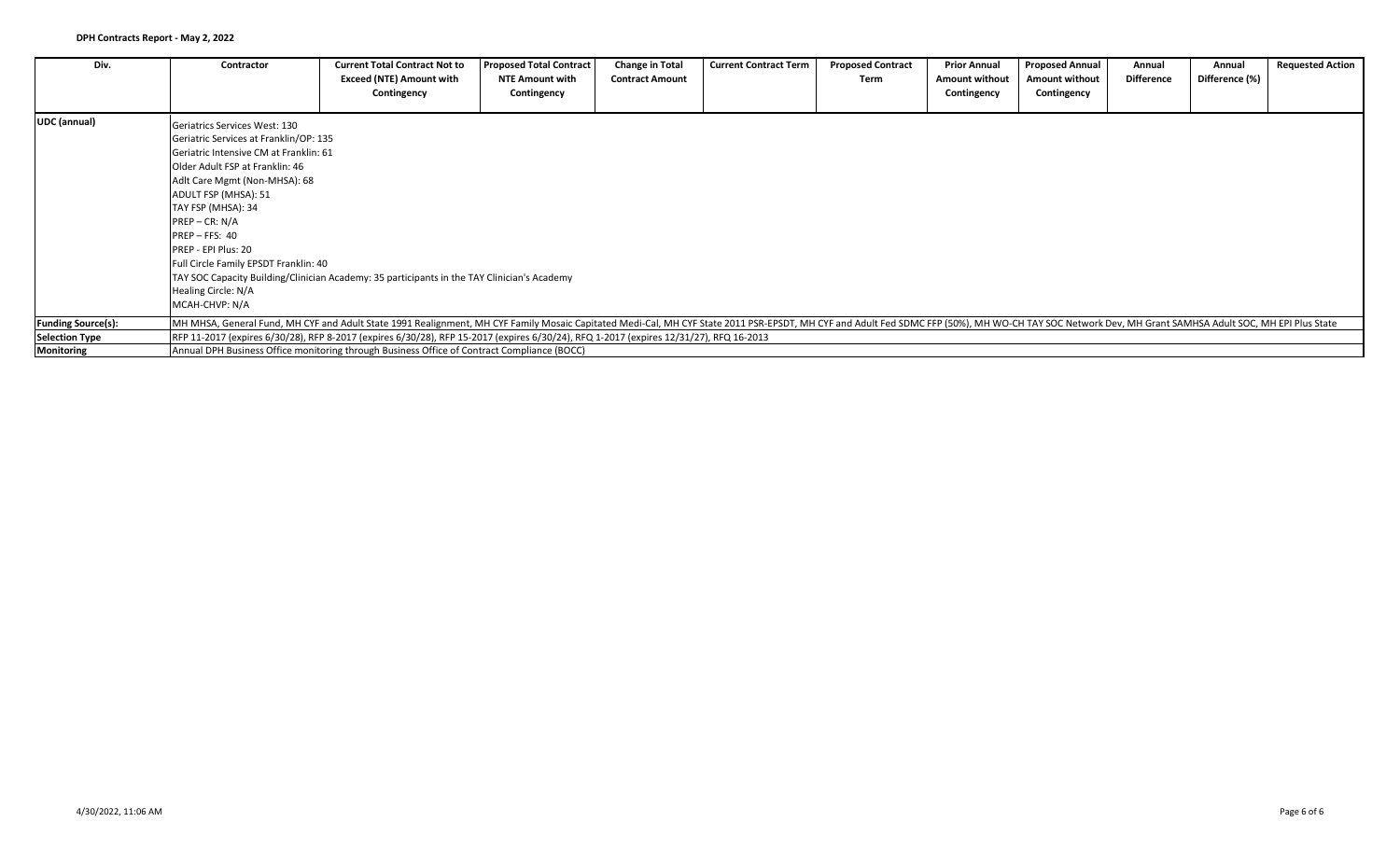**DPH Contracts Report - May 2, 2022**

| Div. | Contractor | Current Total Contract Not to Exceed (NTE) Amount with Contingency | Proposed Total Contract NTE Amount with Contingency | Change in Total Contract Amount | Current Contract Term | Proposed Contract Term | Prior Annual Amount without Contingency | Proposed Annual Amount without Contingency | Annual Difference | Annual Difference (%) | Requested Action |
|---|---|---|---|---|---|---|---|---|---|---|---|
| UDC (annual) | Geriatrics Services West: 130<br>Geriatric Services at Franklin/OP: 135<br>Geriatric Intensive CM at Franklin: 61<br>Older Adult FSP at Franklin: 46<br>Adlt Care Mgmt (Non-MHSA): 68<br>ADULT FSP (MHSA): 51<br>TAY FSP (MHSA): 34<br>PREP – CR: N/A<br>PREP – FFS: 40<br>PREP - EPI Plus: 20<br>Full Circle Family EPSDT Franklin: 40<br>TAY SOC Capacity Building/Clinician Academy: 35 participants in the TAY Clinician's Academy<br>Healing Circle: N/A<br>MCAH-CHVP: N/A | | | | | | | | | | |
| Funding Source(s): | MH MHSA, General Fund, MH CYF and Adult State 1991 Realignment, MH CYF Family Mosaic Capitated Medi-Cal, MH CYF State 2011 PSR-EPSDT, MH CYF and Adult Fed SDMC FFP (50%), MH WO-CH TAY SOC Network Dev, MH Grant SAMHSA Adult SOC, MH EPI Plus State | | | | | | | | | | |
| Selection Type | RFP 11-2017 (expires 6/30/28), RFP 8-2017 (expires 6/30/28), RFP 15-2017 (expires 6/30/24), RFQ 1-2017 (expires 12/31/27), RFQ 16-2013 | | | | | | | | | | |
| Monitoring | Annual DPH Business Office monitoring through Business Office of Contract Compliance (BOCC) | | | | | | | | | | |